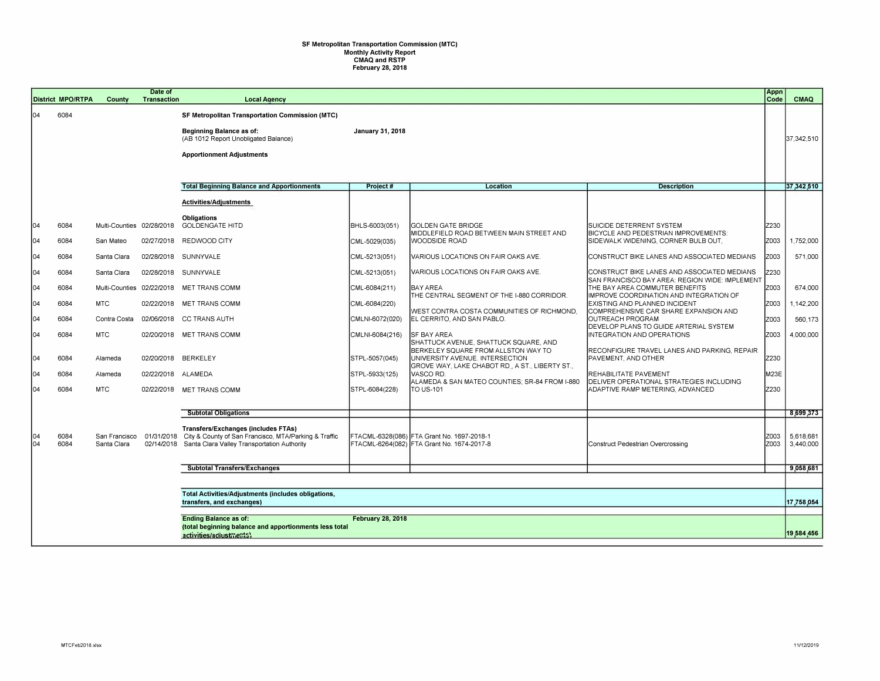# SF Metropolitan Transportation Commission (MTC)
## Monthly Activity Report
## CMAQ and RSTP
## February 28, 2018

| District | MPO/RTPA | County | Date of Transaction | Local Agency | Project # | Location | Description | Appn Code | CMAQ |
|---|---|---|---|---|---|---|---|---|---|
| 04 | 6084 | | | **SF Metropolitan Transportation Commission (MTC)** | | | | | |
| | | | | **Beginning Balance as of:** (AB 1012 Report Unobligated Balance) | **January 31, 2018** | | | | 37,342,510 |
| | | | | **Apportionment Adjustments** | | | | | |
| | | | | **Total Beginning Balance and Apportionments** | **Project #** | **Location** | **Description** | | **37,342,510** |
| | | | | **Activities/Adjustments** | | | | | |
| | | | | **Obligations** | | | | | |
| 04 | 6084 | Multi-Counties | 02/28/2018 | GOLDENGATE HITD | BHLS-6003(051) | GOLDEN GATE BRIDGE | SUICIDE DETERRENT SYSTEM | Z230 | |
| 04 | 6084 | San Mateo | 02/27/2018 | REDWOOD CITY | CML-5029(035) | MIDDLEFIELD ROAD BETWEEN MAIN STREET AND WOODSIDE ROAD | BICYCLE AND PEDESTRIAN IMPROVEMENTS: SIDEWALK WIDENING, CORNER BULB OUT, | Z003 | 1,752,000 |
| 04 | 6084 | Santa Clara | 02/28/2018 | SUNNYVALE | CML-5213(051) | VARIOUS LOCATIONS ON FAIR OAKS AVE. | CONSTRUCT BIKE LANES AND ASSOCIATED MEDIANS | Z003 | 571,000 |
| 04 | 6084 | Santa Clara | 02/28/2018 | SUNNYVALE | CML-5213(051) | VARIOUS LOCATIONS ON FAIR OAKS AVE. | CONSTRUCT BIKE LANES AND ASSOCIATED MEDIANS | Z230 | |
| 04 | 6084 | Multi-Counties | 02/22/2018 | MET TRANS COMM | CML-6084(211) | BAY AREA | SAN FRANCISCO BAY AREA: REGION WIDE: IMPLEMENT THE BAY AREA COMMUTER BENEFITS | Z003 | 674,000 |
| 04 | 6084 | MTC | 02/22/2018 | MET TRANS COMM | CML-6084(220) | THE CENTRAL SEGMENT OF THE I-880 CORRIDOR. | IMPROVE COORDINATION AND INTEGRATION OF EXISTING AND PLANNED INCIDENT | Z003 | 1,142,200 |
| 04 | 6084 | Contra Costa | 02/06/2018 | CC TRANS AUTH | CMLNI-6072(020) | WEST CONTRA COSTA COMMUNITIES OF RICHMOND, EL CERRITO, AND SAN PABLO. | COMPREHENSIVE CAR SHARE EXPANSION AND OUTREACH PROGRAM | Z003 | 560,173 |
| 04 | 6084 | MTC | 02/20/2018 | MET TRANS COMM | CMLNI-6084(216) | SF BAY AREA | DEVELOP PLANS TO GUIDE ARTERIAL SYSTEM INTEGRATION AND OPERATIONS | Z003 | 4,000,000 |
| 04 | 6084 | Alameda | 02/20/2018 | BERKELEY | STPL-5057(045) | SHATTUCK AVENUE, SHATTUCK SQUARE, AND BERKELEY SQUARE FROM ALLSTON WAY TO UNIVERSITY AVENUE. INTERSECTION | RECONFIGURE TRAVEL LANES AND PARKING, REPAIR PAVEMENT, AND OTHER | Z230 | |
| 04 | 6084 | Alameda | 02/22/2018 | ALAMEDA | STPL-5933(125) | GROVE WAY, LAKE CHABOT RD., A ST., LIBERTY ST., VASCO RD. | REHABILITATE PAVEMENT | M23E | |
| 04 | 6084 | MTC | 02/22/2018 | MET TRANS COMM | STPL-6084(228) | ALAMEDA & SAN MATEO COUNTIES; SR-84 FROM I-880 TO US-101 | DELIVER OPERATIONAL STRATEGIES INCLUDING ADAPTIVE RAMP METERING, ADVANCED | Z230 | |
| | | | | **Subtotal Obligations** | | | | | **8,699,373** |
| | | | | **Transfers/Exchanges (includes FTAs)** | | | | | |
| 04 | 6084 | San Francisco | 01/31/2018 | City & County of San Francisco, MTA/Parking & Traffic | FTACML-6328(086) | FTA Grant No. 1697-2018-1 | | Z003 | 5,618,681 |
| 04 | 6084 | Santa Clara | 02/14/2018 | Santa Clara Valley Transportation Authority | FTACML-6264(082) | FTA Grant No. 1674-2017-8 | Construct Pedestrian Overcrossing | Z003 | 3,440,000 |
| | | | | **Subtotal Transfers/Exchanges** | | | | | **9,058,681** |
| | | | | **Total Activities/Adjustments (includes obligations, transfers, and exchanges)** | | | | | **17,758,054** |
| | | | | **Ending Balance as of:** (total beginning balance and apportionments less total activities/adjustments) | **February 28, 2018** | | | | **19,584,456** |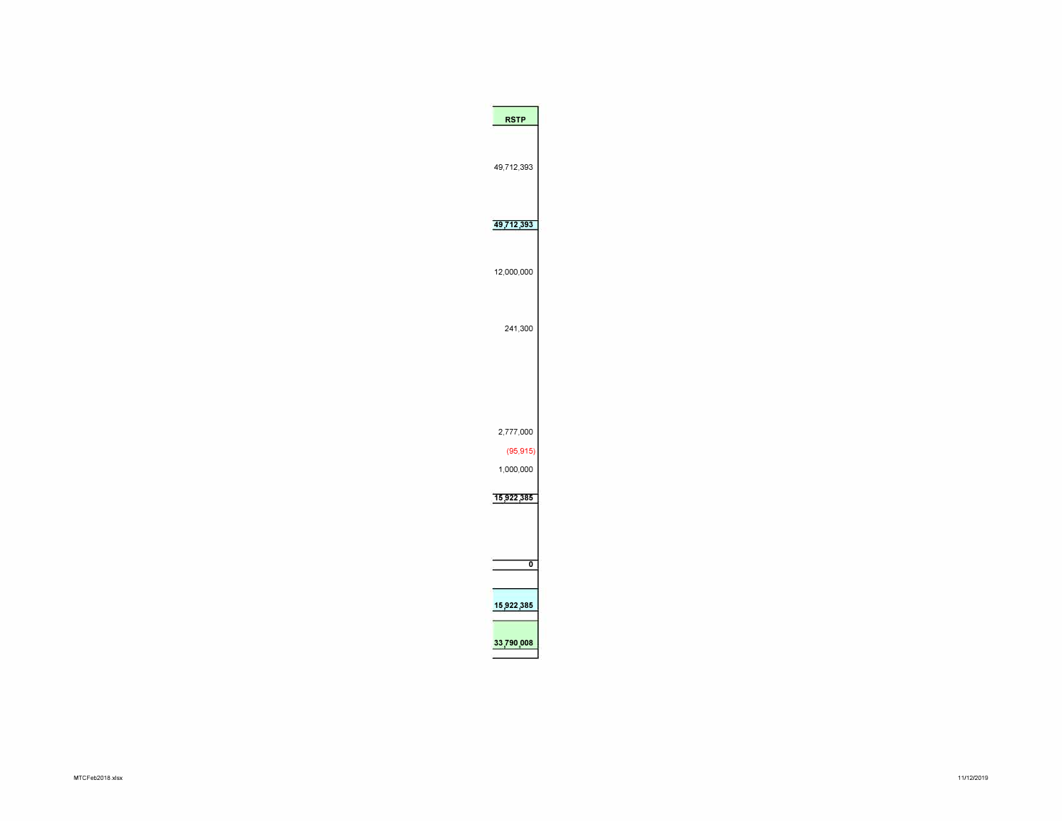| RSTP |
| --- |
| 49,712,393 |
| **49,712,393** |
| 12,000,000 |
| 241,300 |
| 2,777,000 |
| (95,915) |
| 1,000,000 |
| **15,922,385** |
| **0** |
| **15,922,385** |
| **33,790,008** |